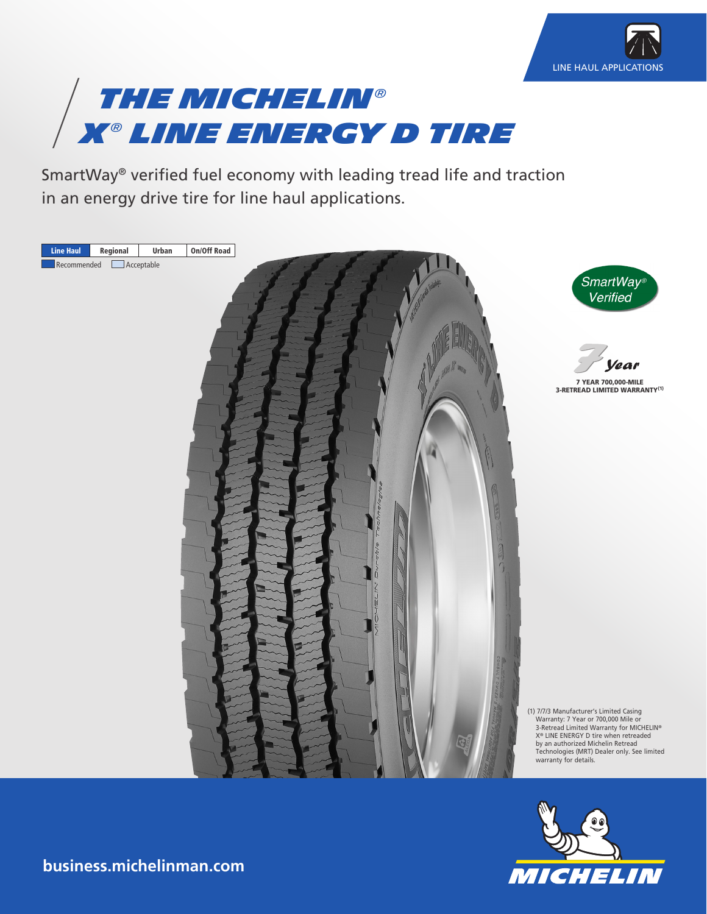LINE HAUL APPLICATIONS

# THE MICHELIN® X® LINE ENERGY D TIRE

SmartWay® verified fuel economy with leading tread life and traction in an energy drive tire for line haul applications.

| Line Haul | Regional | Urban | On/Off Road |
|---|---|---|---|

Recommended | Acceptable

SmartWay® Verified

7 Year

**7 YEAR 700,000-MILE 3-RETREAD LIMITED WARRANTY[1]**

(1) 7/7/3 Manufacturer's Limited Casing Warranty: 7 Year or 700,000 Mile or 3-Retread Limited Warranty for MICHELIN® X® LINE ENERGY D tire when retreaded by an authorized Michelin Retread Technologies (MRT) Dealer only. See limited warranty for details.

**business.michelinman.com**

MICHELIN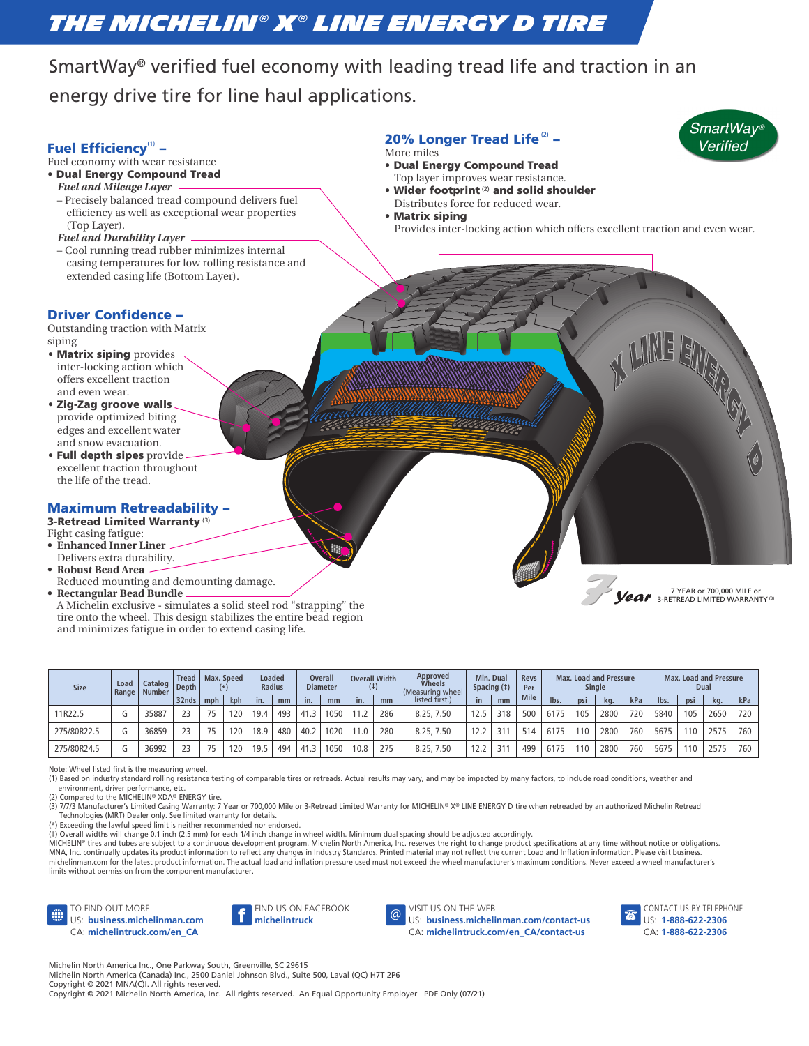# THE MICHELIN® X® LINE ENERGY D TIRE

SmartWay® verified fuel economy with leading tread life and traction in an energy drive tire for line haul applications.

SmartWay® Verified

## Fuel Efficiency[1] –

Fuel economy with wear resistance

- **Dual Energy Compound Tread**

  ***Fuel and Mileage Layer***

  – Precisely balanced tread compound delivers fuel efficiency as well as exceptional wear properties (Top Layer).

  ***Fuel and Durability Layer***

  – Cool running tread rubber minimizes internal casing temperatures for low rolling resistance and extended casing life (Bottom Layer).

## 20% Longer Tread Life[2] –

More miles

- **Dual Energy Compound Tread**
  Top layer improves wear resistance.
- **Wider footprint**[2] **and solid shoulder**
  Distributes force for reduced wear.
- **Matrix siping**
  Provides inter-locking action which offers excellent traction and even wear.

## Driver Confidence –

Outstanding traction with Matrix siping

- **Matrix siping** provides inter-locking action which offers excellent traction and even wear.
- **Zig-Zag groove walls** provide optimized biting edges and excellent water and snow evacuation.
- **Full depth sipes** provide excellent traction throughout the life of the tread.

## Maximum Retreadability –

**3-Retread Limited Warranty** [3]

Fight casing fatigue:

- **Enhanced Inner Liner**
  Delivers extra durability.
- **Robust Bead Area**
  Reduced mounting and demounting damage.
- **Rectangular Bead Bundle**
  A Michelin exclusive - simulates a solid steel rod "strapping" the tire onto the wheel. This design stabilizes the entire bead region and minimizes fatigue in order to extend casing life.

7 Year — 7 YEAR or 700,000 MILE or 3-RETREAD LIMITED WARRANTY [3]

| Size | Load Range | Catalog Number | Tread Depth | Max. Speed (*) | | Loaded Radius | | Overall Diameter | | Overall Width (‡) | | Approved Wheels (Measuring wheel listed first.) | Min. Dual Spacing (‡) | | Revs Per Mile | Max. Load and Pressure Single | | | | Max. Load and Pressure Dual | | | |
|---|---|---|---|---|---|---|---|---|---|---|---|---|---|---|---|---|---|---|---|---|---|---|---|
| | | | 32nds | mph | kph | in. | mm | in. | mm | in. | mm | | in | mm | | lbs. | psi | kg. | kPa | lbs. | psi | kg. | kPa |
| 11R22.5 | G | 35887 | 23 | 75 | 120 | 19.4 | 493 | 41.3 | 1050 | 11.2 | 286 | 8.25, 7.50 | 12.5 | 318 | 500 | 6175 | 105 | 2800 | 720 | 5840 | 105 | 2650 | 720 |
| 275/80R22.5 | G | 36859 | 23 | 75 | 120 | 18.9 | 480 | 40.2 | 1020 | 11.0 | 280 | 8.25, 7.50 | 12.2 | 311 | 514 | 6175 | 110 | 2800 | 760 | 5675 | 110 | 2575 | 760 |
| 275/80R24.5 | G | 36992 | 23 | 75 | 120 | 19.5 | 494 | 41.3 | 1050 | 10.8 | 275 | 8.25, 7.50 | 12.2 | 311 | 499 | 6175 | 110 | 2800 | 760 | 5675 | 110 | 2575 | 760 |

Note: Wheel listed first is the measuring wheel.

(1) Based on industry standard rolling resistance testing of comparable tires or retreads. Actual results may vary, and may be impacted by many factors, to include road conditions, weather and environment, driver performance, etc.

(2) Compared to the MICHELIN® XDA® ENERGY tire.

(3) 7/7/3 Manufacturer's Limited Casing Warranty: 7 Year or 700,000 Mile or 3-Retread Limited Warranty for MICHELIN® X® LINE ENERGY D tire when retreaded by an authorized Michelin Retread Technologies (MRT) Dealer only. See limited warranty for details.

(*) Exceeding the lawful speed limit is neither recommended nor endorsed.

(‡) Overall widths will change 0.1 inch (2.5 mm) for each 1/4 inch change in wheel width. Minimum dual spacing should be adjusted accordingly.

MICHELIN® tires and tubes are subject to a continuous development program. Michelin North America, Inc. reserves the right to change product specifications at any time without notice or obligations. MNA, Inc. continually updates its product information to reflect any changes in Industry Standards. Printed material may not reflect the current Load and Inflation information. Please visit business.michelinman.com for the latest product information. The actual load and inflation pressure used must not exceed the wheel manufacturer's maximum conditions. Never exceed a wheel manufacturer's limits without permission from the component manufacturer.

TO FIND OUT MORE
US: **business.michelinman.com**
CA: **michelintruck.com/en_CA**

FIND US ON FACEBOOK
**michelintruck**

VISIT US ON THE WEB
US: **business.michelinman.com/contact-us**
CA: **michelintruck.com/en_CA/contact-us**

CONTACT US BY TELEPHONE
US: **1-888-622-2306**
CA: **1-888-622-2306**

Michelin North America Inc., One Parkway South, Greenville, SC 29615
Michelin North America (Canada) Inc., 2500 Daniel Johnson Blvd., Suite 500, Laval (QC) H7T 2P6
Copyright © 2021 MNA(C)I. All rights reserved.
Copyright © 2021 Michelin North America, Inc. All rights reserved. An Equal Opportunity Employer PDF Only (07/21)